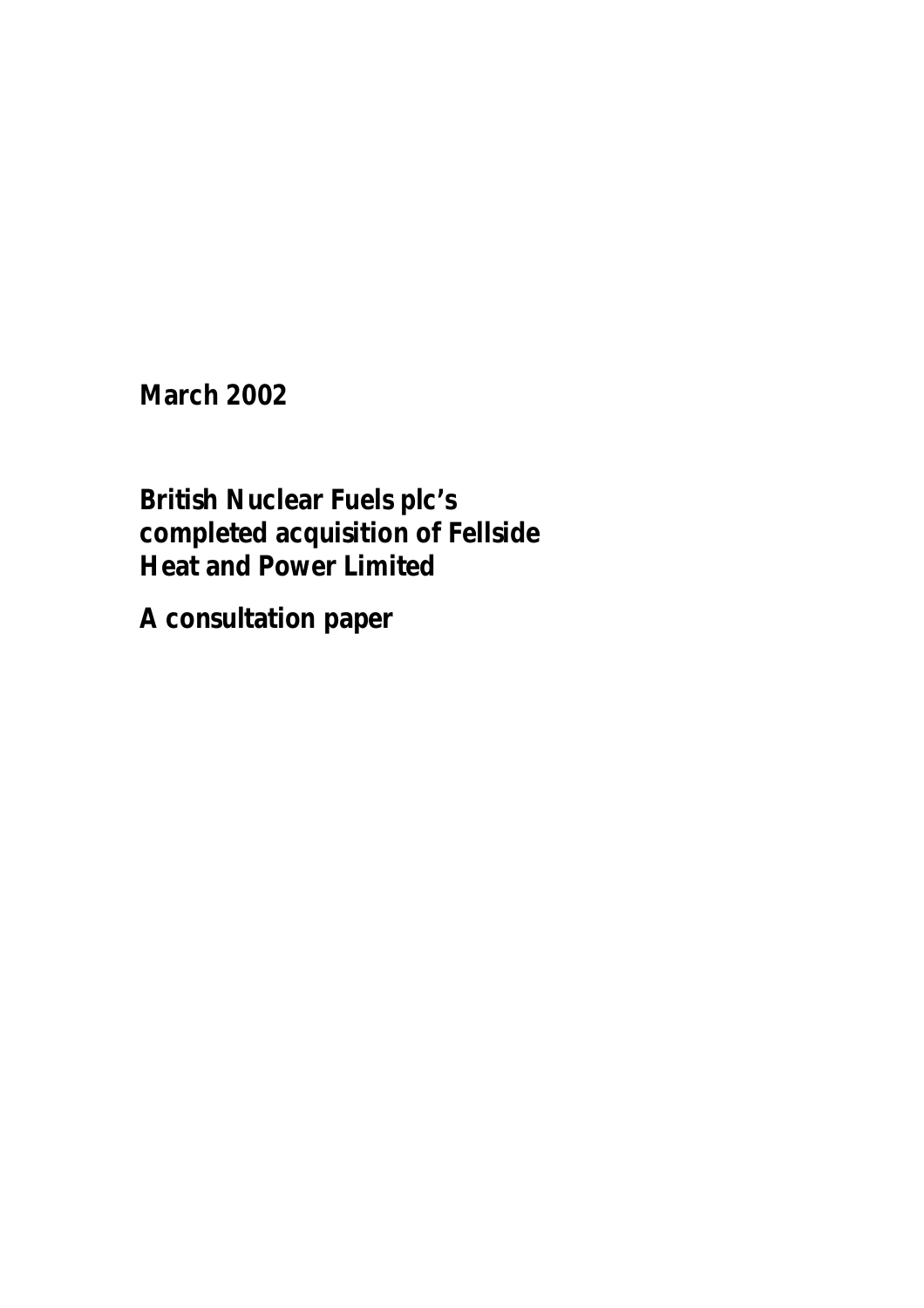**March 2002**

# British Nuclear Fuels plc's completed acquisition of Fellside Heat and Power Limited

## A consultation paper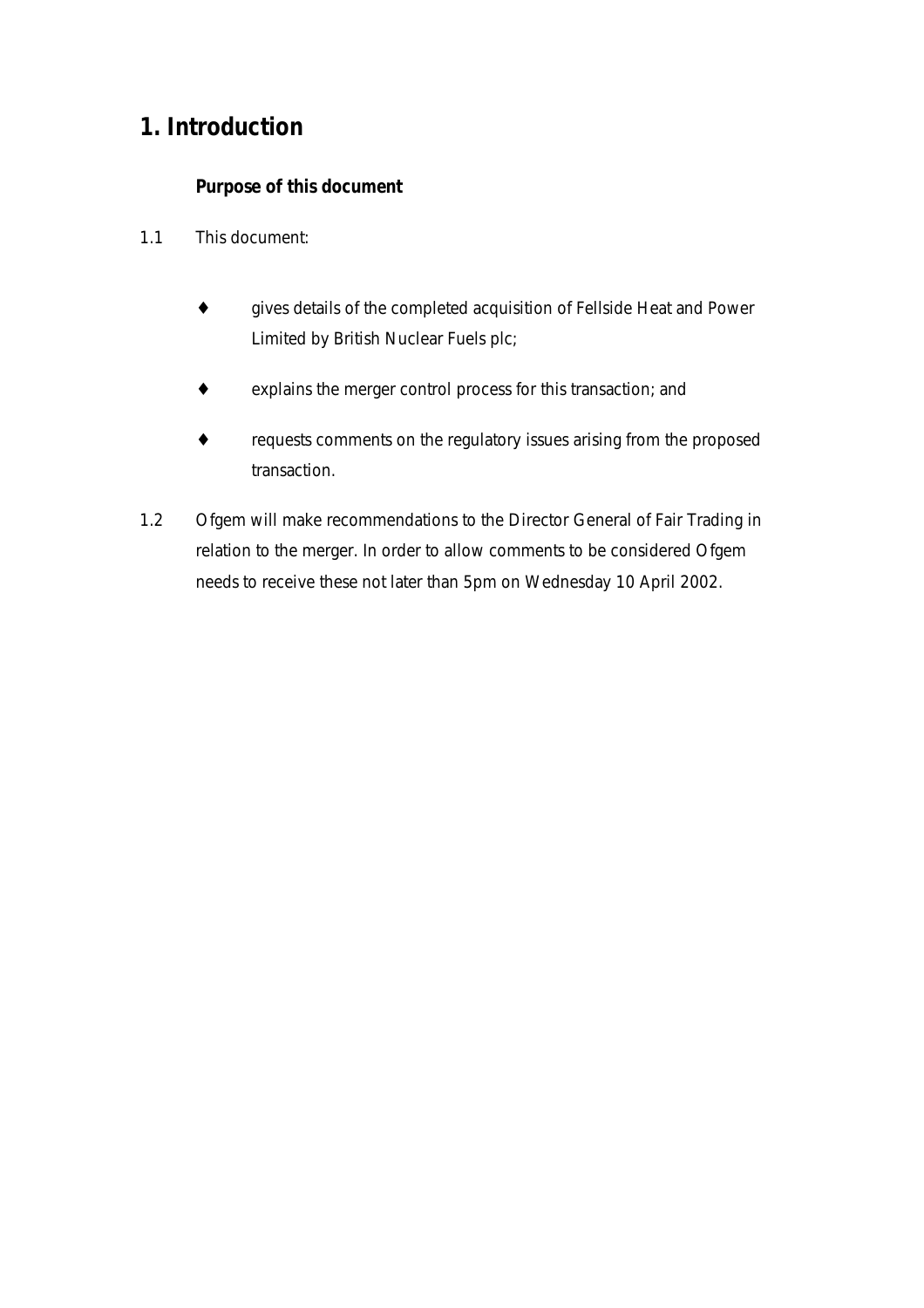# 1. Introduction

### Purpose of this document

1.1 This document:

- gives details of the completed acquisition of Fellside Heat and Power Limited by British Nuclear Fuels plc;
- explains the merger control process for this transaction; and
- requests comments on the regulatory issues arising from the proposed transaction.

1.2 Ofgem will make recommendations to the Director General of Fair Trading in relation to the merger. In order to allow comments to be considered Ofgem needs to receive these not later than 5pm on Wednesday 10 April 2002.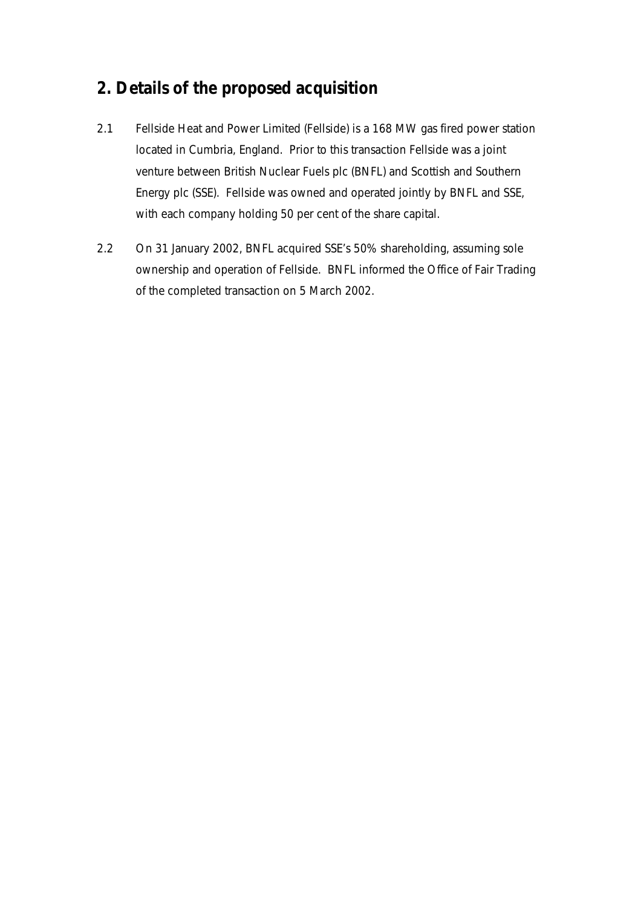## 2. Details of the proposed acquisition

2.1 Fellside Heat and Power Limited (Fellside) is a 168 MW gas fired power station located in Cumbria, England. Prior to this transaction Fellside was a joint venture between British Nuclear Fuels plc (BNFL) and Scottish and Southern Energy plc (SSE). Fellside was owned and operated jointly by BNFL and SSE, with each company holding 50 per cent of the share capital.

2.2 On 31 January 2002, BNFL acquired SSE's 50% shareholding, assuming sole ownership and operation of Fellside. BNFL informed the Office of Fair Trading of the completed transaction on 5 March 2002.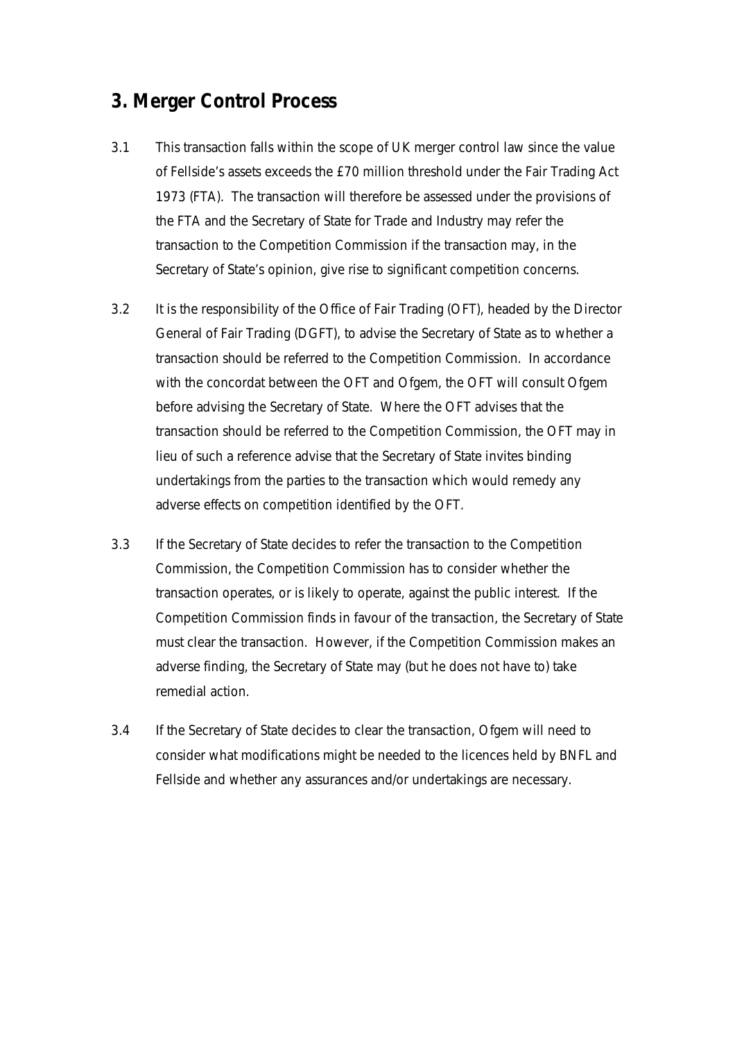## 3. Merger Control Process

3.1 This transaction falls within the scope of UK merger control law since the value of Fellside's assets exceeds the £70 million threshold under the Fair Trading Act 1973 (FTA). The transaction will therefore be assessed under the provisions of the FTA and the Secretary of State for Trade and Industry may refer the transaction to the Competition Commission if the transaction may, in the Secretary of State's opinion, give rise to significant competition concerns.

3.2 It is the responsibility of the Office of Fair Trading (OFT), headed by the Director General of Fair Trading (DGFT), to advise the Secretary of State as to whether a transaction should be referred to the Competition Commission. In accordance with the concordat between the OFT and Ofgem, the OFT will consult Ofgem before advising the Secretary of State. Where the OFT advises that the transaction should be referred to the Competition Commission, the OFT may in lieu of such a reference advise that the Secretary of State invites binding undertakings from the parties to the transaction which would remedy any adverse effects on competition identified by the OFT.

3.3 If the Secretary of State decides to refer the transaction to the Competition Commission, the Competition Commission has to consider whether the transaction operates, or is likely to operate, against the public interest. If the Competition Commission finds in favour of the transaction, the Secretary of State must clear the transaction. However, if the Competition Commission makes an adverse finding, the Secretary of State may (but he does not have to) take remedial action.

3.4 If the Secretary of State decides to clear the transaction, Ofgem will need to consider what modifications might be needed to the licences held by BNFL and Fellside and whether any assurances and/or undertakings are necessary.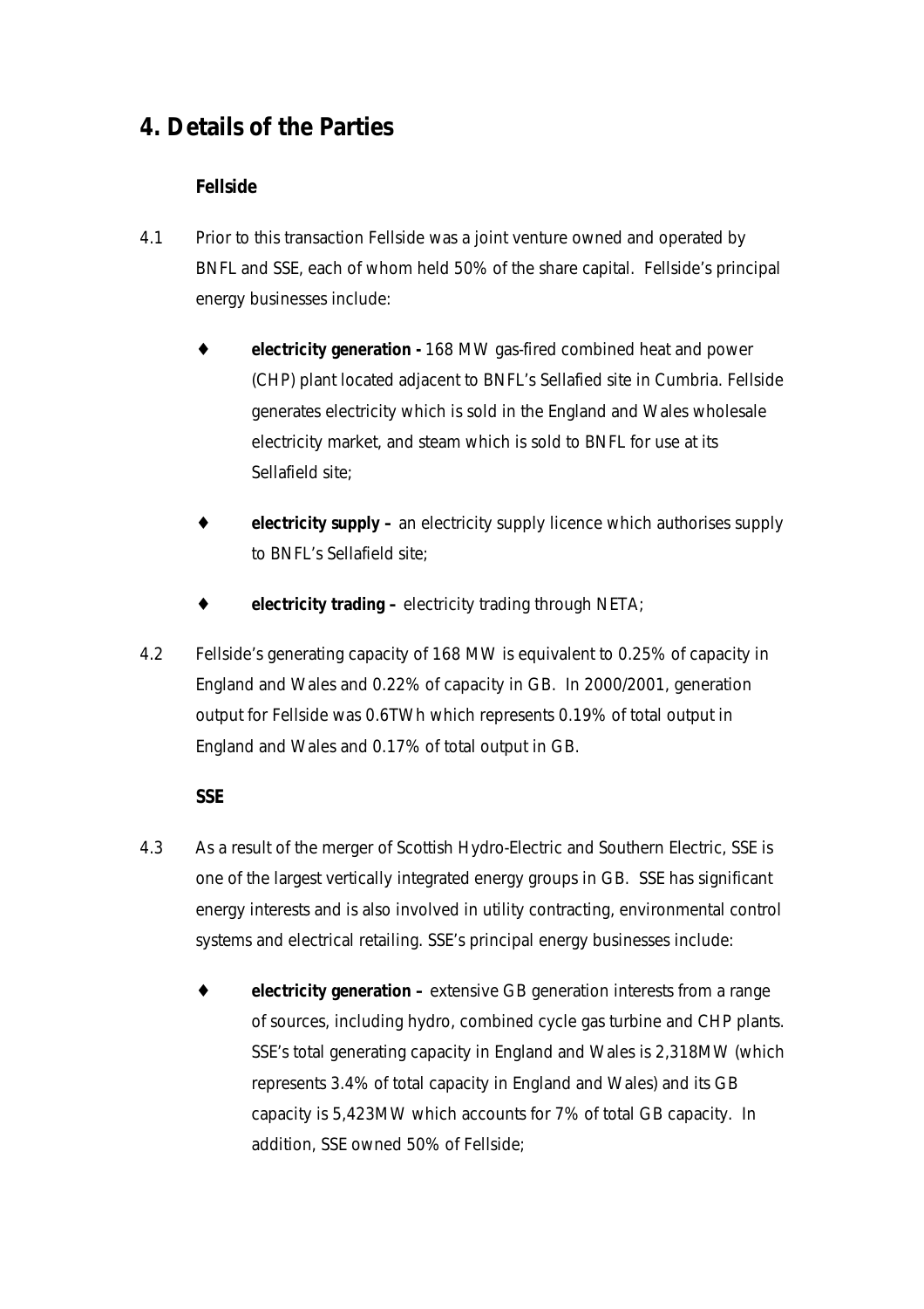## 4. Details of the Parties

### Fellside

4.1 Prior to this transaction Fellside was a joint venture owned and operated by BNFL and SSE, each of whom held 50% of the share capital. Fellside's principal energy businesses include:

- **electricity generation -** 168 MW gas-fired combined heat and power (CHP) plant located adjacent to BNFL's Sellafied site in Cumbria. Fellside generates electricity which is sold in the England and Wales wholesale electricity market, and steam which is sold to BNFL for use at its Sellafield site;
- **electricity supply –** an electricity supply licence which authorises supply to BNFL's Sellafield site;
- **electricity trading –** electricity trading through NETA;

4.2 Fellside's generating capacity of 168 MW is equivalent to 0.25% of capacity in England and Wales and 0.22% of capacity in GB. In 2000/2001, generation output for Fellside was 0.6TWh which represents 0.19% of total output in England and Wales and 0.17% of total output in GB.

### SSE

4.3 As a result of the merger of Scottish Hydro-Electric and Southern Electric, SSE is one of the largest vertically integrated energy groups in GB. SSE has significant energy interests and is also involved in utility contracting, environmental control systems and electrical retailing. SSE's principal energy businesses include:

- **electricity generation –** extensive GB generation interests from a range of sources, including hydro, combined cycle gas turbine and CHP plants. SSE's total generating capacity in England and Wales is 2,318MW (which represents 3.4% of total capacity in England and Wales) and its GB capacity is 5,423MW which accounts for 7% of total GB capacity. In addition, SSE owned 50% of Fellside;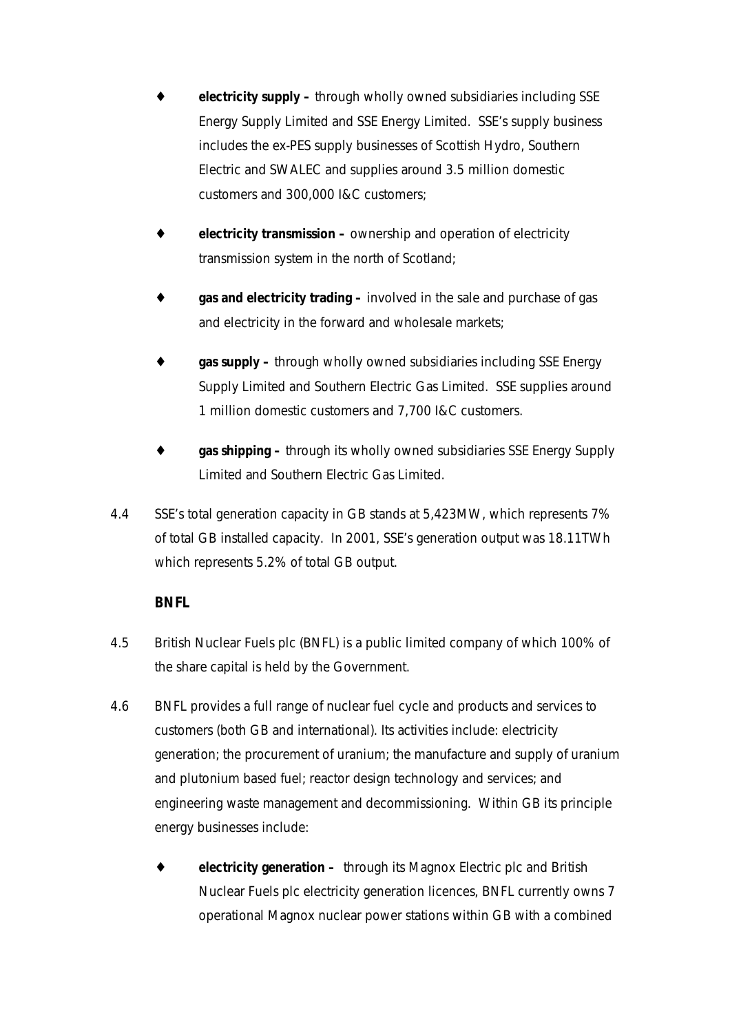- **electricity supply –** through wholly owned subsidiaries including SSE Energy Supply Limited and SSE Energy Limited. SSE's supply business includes the ex-PES supply businesses of Scottish Hydro, Southern Electric and SWALEC and supplies around 3.5 million domestic customers and 300,000 I&C customers;

- **electricity transmission –** ownership and operation of electricity transmission system in the north of Scotland;

- **gas and electricity trading –** involved in the sale and purchase of gas and electricity in the forward and wholesale markets;

- **gas supply –** through wholly owned subsidiaries including SSE Energy Supply Limited and Southern Electric Gas Limited. SSE supplies around 1 million domestic customers and 7,700 I&C customers.

- **gas shipping –** through its wholly owned subsidiaries SSE Energy Supply Limited and Southern Electric Gas Limited.

4.4 SSE's total generation capacity in GB stands at 5,423MW, which represents 7% of total GB installed capacity. In 2001, SSE's generation output was 18.11TWh which represents 5.2% of total GB output.

### BNFL

4.5 British Nuclear Fuels plc (BNFL) is a public limited company of which 100% of the share capital is held by the Government.

4.6 BNFL provides a full range of nuclear fuel cycle and products and services to customers (both GB and international). Its activities include: electricity generation; the procurement of uranium; the manufacture and supply of uranium and plutonium based fuel; reactor design technology and services; and engineering waste management and decommissioning. Within GB its principle energy businesses include:

- **electricity generation –** through its Magnox Electric plc and British Nuclear Fuels plc electricity generation licences, BNFL currently owns 7 operational Magnox nuclear power stations within GB with a combined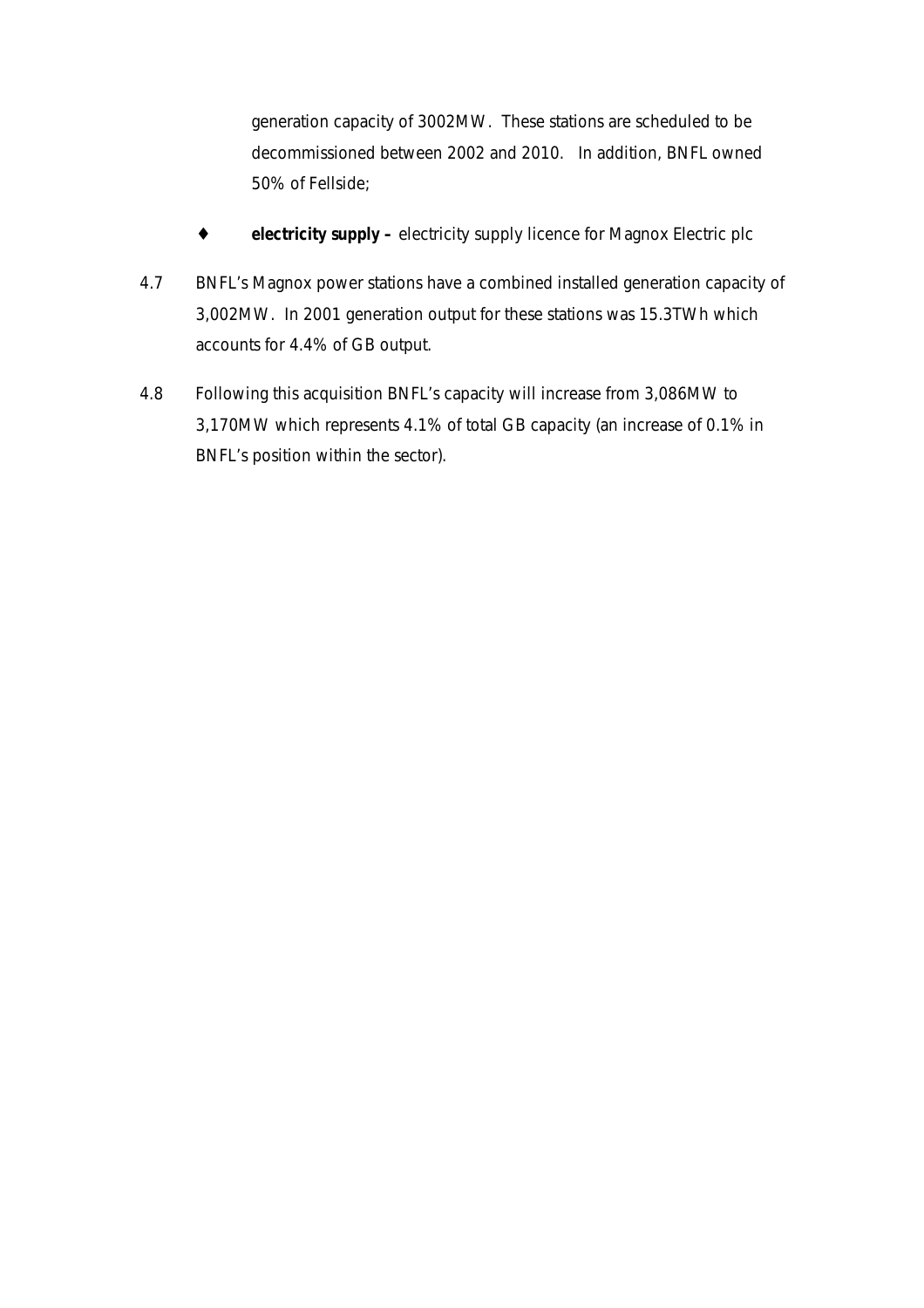generation capacity of 3002MW. These stations are scheduled to be decommissioned between 2002 and 2010. In addition, BNFL owned 50% of Fellside;

- **electricity supply –** electricity supply licence for Magnox Electric plc

4.7 BNFL's Magnox power stations have a combined installed generation capacity of 3,002MW. In 2001 generation output for these stations was 15.3TWh which accounts for 4.4% of GB output.

4.8 Following this acquisition BNFL's capacity will increase from 3,086MW to 3,170MW which represents 4.1% of total GB capacity (an increase of 0.1% in BNFL's position within the sector).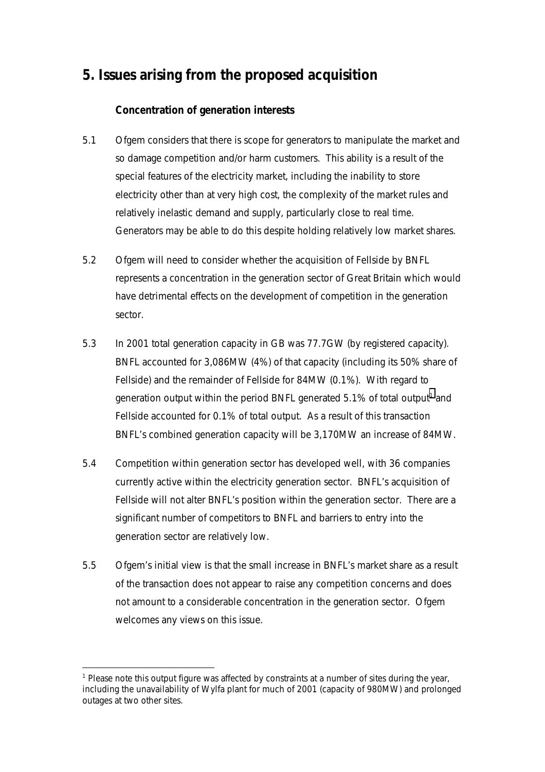# 5. Issues arising from the proposed acquisition

### Concentration of generation interests

5.1 Ofgem considers that there is scope for generators to manipulate the market and so damage competition and/or harm customers. This ability is a result of the special features of the electricity market, including the inability to store electricity other than at very high cost, the complexity of the market rules and relatively inelastic demand and supply, particularly close to real time. Generators may be able to do this despite holding relatively low market shares.

5.2 Ofgem will need to consider whether the acquisition of Fellside by BNFL represents a concentration in the generation sector of Great Britain which would have detrimental effects on the development of competition in the generation sector.

5.3 In 2001 total generation capacity in GB was 77.7GW (by registered capacity). BNFL accounted for 3,086MW (4%) of that capacity (including its 50% share of Fellside) and the remainder of Fellside for 84MW (0.1%). With regard to generation output within the period BNFL generated 5.1% of total output[1] and Fellside accounted for 0.1% of total output. As a result of this transaction BNFL's combined generation capacity will be 3,170MW an increase of 84MW.

5.4 Competition within generation sector has developed well, with 36 companies currently active within the electricity generation sector. BNFL's acquisition of Fellside will not alter BNFL's position within the generation sector. There are a significant number of competitors to BNFL and barriers to entry into the generation sector are relatively low.

5.5 Ofgem's initial view is that the small increase in BNFL's market share as a result of the transaction does not appear to raise any competition concerns and does not amount to a considerable concentration in the generation sector. Ofgem welcomes any views on this issue.

---

[1] Please note this output figure was affected by constraints at a number of sites during the year, including the unavailability of Wylfa plant for much of 2001 (capacity of 980MW) and prolonged outages at two other sites.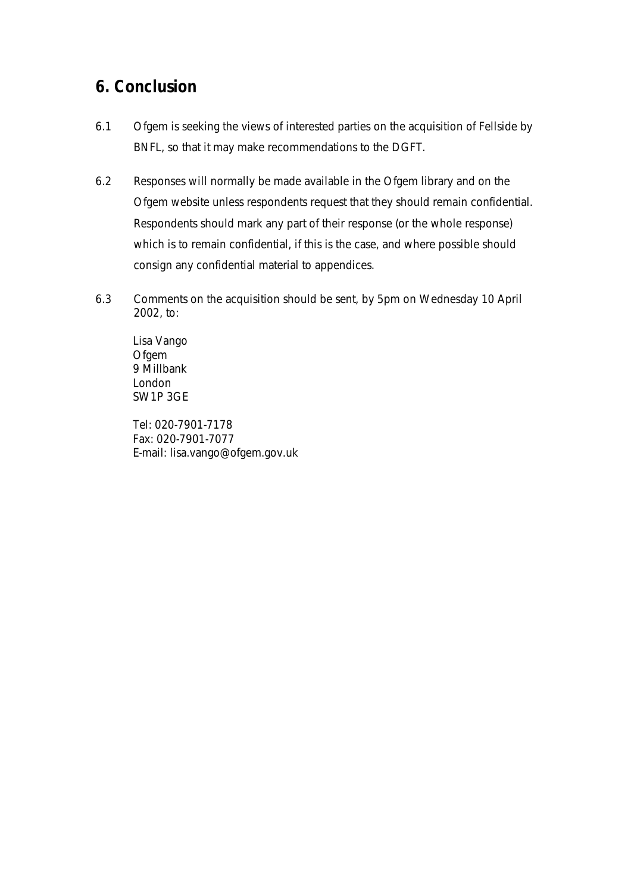## 6. Conclusion

6.1 Ofgem is seeking the views of interested parties on the acquisition of Fellside by BNFL, so that it may make recommendations to the DGFT.

6.2 Responses will normally be made available in the Ofgem library and on the Ofgem website unless respondents request that they should remain confidential. Respondents should mark any part of their response (or the whole response) which is to remain confidential, if this is the case, and where possible should consign any confidential material to appendices.

6.3 Comments on the acquisition should be sent, by 5pm on Wednesday 10 April 2002, to:

Lisa Vango
Ofgem
9 Millbank
London
SW1P 3GE

Tel: 020-7901-7178
Fax: 020-7901-7077
E-mail: lisa.vango@ofgem.gov.uk